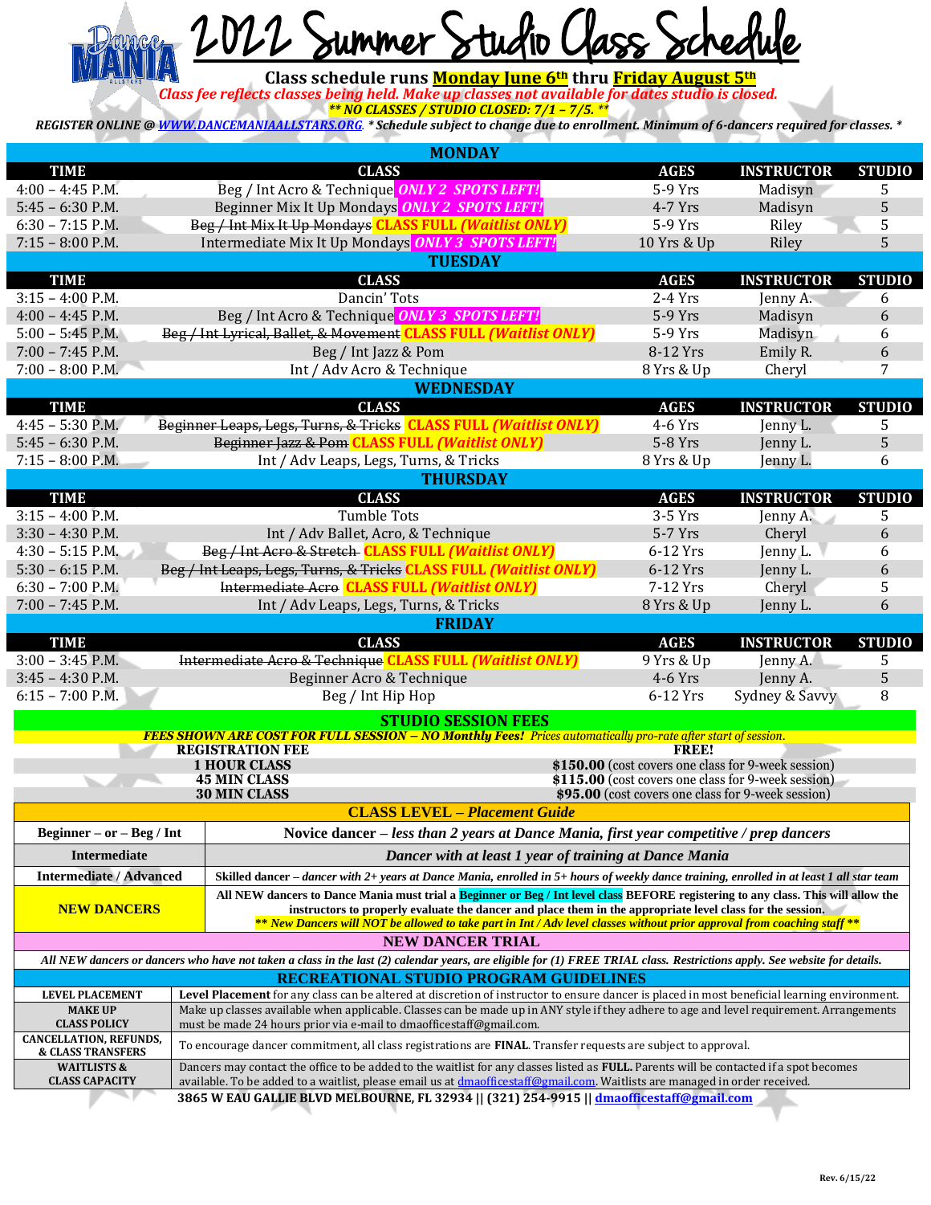# 2022 Summer Studio Class Schedule

**Class schedule runs Monday June 6th thru Friday August 5th**

*Class fee reflects classes being held. Make up classes not available for dates studio is closed.*

*\*\* NO CLASSES / STUDIO CLOSED: 7/1 – 7/5. \*\**

*REGISTER ONLINE @ WWW.DANCEMANIAALLSTARS.ORG. \* Schedule subject to change due to enrollment. Minimum of 6-dancers required for classes. \**

## MONDAY

| TIME | CLASS | AGES | INSTRUCTOR | STUDIO |
|---|---|---|---|---|
| 4:00 – 4:45 P.M. | Beg / Int Acro & Technique ***ONLY 2 SPOTS LEFT!*** | 5-9 Yrs | Madisyn | 5 |
| 5:45 – 6:30 P.M. | Beginner Mix It Up Mondays ***ONLY 2 SPOTS LEFT!*** | 4-7 Yrs | Madisyn | 5 |
| 6:30 – 7:15 P.M. | ~~Beg / Int Mix It Up Mondays~~ **CLASS FULL *(Waitlist ONLY)*** | 5-9 Yrs | Riley | 5 |
| 7:15 – 8:00 P.M. | Intermediate Mix It Up Mondays ***ONLY 3 SPOTS LEFT!*** | 10 Yrs & Up | Riley | 5 |

## TUESDAY

| TIME | CLASS | AGES | INSTRUCTOR | STUDIO |
|---|---|---|---|---|
| 3:15 – 4:00 P.M. | Dancin' Tots | 2-4 Yrs | Jenny A. | 6 |
| 4:00 – 4:45 P.M. | Beg / Int Acro & Technique ***ONLY 3 SPOTS LEFT!*** | 5-9 Yrs | Madisyn | 6 |
| 5:00 – 5:45 P.M. | ~~Beg / Int Lyrical, Ballet, & Movement~~ **CLASS FULL *(Waitlist ONLY)*** | 5-9 Yrs | Madisyn | 6 |
| 7:00 – 7:45 P.M. | Beg / Int Jazz & Pom | 8-12 Yrs | Emily R. | 6 |
| 7:00 – 8:00 P.M. | Int / Adv Acro & Technique | 8 Yrs & Up | Cheryl | 7 |

## WEDNESDAY

| TIME | CLASS | AGES | INSTRUCTOR | STUDIO |
|---|---|---|---|---|
| 4:45 – 5:30 P.M. | ~~Beginner Leaps, Legs, Turns, & Tricks~~ **CLASS FULL *(Waitlist ONLY)*** | 4-6 Yrs | Jenny L. | 5 |
| 5:45 – 6:30 P.M. | ~~Beginner Jazz & Pom~~ **CLASS FULL *(Waitlist ONLY)*** | 5-8 Yrs | Jenny L. | 5 |
| 7:15 – 8:00 P.M. | Int / Adv Leaps, Legs, Turns, & Tricks | 8 Yrs & Up | Jenny L. | 6 |

## THURSDAY

| TIME | CLASS | AGES | INSTRUCTOR | STUDIO |
|---|---|---|---|---|
| 3:15 – 4:00 P.M. | Tumble Tots | 3-5 Yrs | Jenny A. | 5 |
| 3:30 – 4:30 P.M. | Int / Adv Ballet, Acro, & Technique | 5-7 Yrs | Cheryl | 6 |
| 4:30 – 5:15 P.M. | ~~Beg / Int Acro & Stretch~~ **CLASS FULL *(Waitlist ONLY)*** | 6-12 Yrs | Jenny L. | 6 |
| 5:30 – 6:15 P.M. | ~~Beg / Int Leaps, Legs, Turns, & Tricks~~ **CLASS FULL *(Waitlist ONLY)*** | 6-12 Yrs | Jenny L. | 6 |
| 6:30 – 7:00 P.M. | ~~Intermediate Acro~~ **CLASS FULL *(Waitlist ONLY)*** | 7-12 Yrs | Cheryl | 5 |
| 7:00 – 7:45 P.M. | Int / Adv Leaps, Legs, Turns, & Tricks | 8 Yrs & Up | Jenny L. | 6 |

## FRIDAY

| TIME | CLASS | AGES | INSTRUCTOR | STUDIO |
|---|---|---|---|---|
| 3:00 – 3:45 P.M. | ~~Intermediate Acro & Technique~~ **CLASS FULL *(Waitlist ONLY)*** | 9 Yrs & Up | Jenny A. | 5 |
| 3:45 – 4:30 P.M. | Beginner Acro & Technique | 4-6 Yrs | Jenny A. | 5 |
| 6:15 – 7:00 P.M. | Beg / Int Hip Hop | 6-12 Yrs | Sydney & Savvy | 8 |

## STUDIO SESSION FEES

***FEES SHOWN ARE COST FOR FULL SESSION – NO Monthly Fees!** Prices automatically pro-rate after start of session.*

| | |
|---|---|
| **REGISTRATION FEE** | **FREE!** |
| **1 HOUR CLASS** | **$150.00** (cost covers one class for 9-week session) |
| **45 MIN CLASS** | **$115.00** (cost covers one class for 9-week session) |
| **30 MIN CLASS** | **$95.00** (cost covers one class for 9-week session) |

## CLASS LEVEL – *Placement Guide*

| | |
|---|---|
| **Beginner – or – Beg / Int** | **Novice dancer** – *less than 2 years at Dance Mania, first year competitive / prep dancers* |
| **Intermediate** | *Dancer with at least 1 year of training at Dance Mania* |
| **Intermediate / Advanced** | **Skilled dancer** – *dancer with 2+ years at Dance Mania, enrolled in 5+ hours of weekly dance training, enrolled in at least 1 all star team* |
| **NEW DANCERS** | **All NEW dancers to Dance Mania must trial a Beginner or Beg / Int level class BEFORE registering to any class. This will allow the instructors to properly evaluate the dancer and place them in the appropriate level class for the session.** ***\*\* New Dancers will NOT be allowed to take part in Int / Adv level classes without prior approval from coaching staff \*\**** |

## NEW DANCER TRIAL

***All NEW dancers or dancers who have not taken a class in the last (2) calendar years, are eligible for (1) FREE TRIAL class. Restrictions apply. See website for details.***

## RECREATIONAL STUDIO PROGRAM GUIDELINES

| | |
|---|---|
| **LEVEL PLACEMENT** | **Level Placement** for any class can be altered at discretion of instructor to ensure dancer is placed in most beneficial learning environment. |
| **MAKE UP CLASS POLICY** | Make up classes available when applicable. Classes can be made up in ANY style if they adhere to age and level requirement. Arrangements must be made 24 hours prior via e-mail to dmaofficestaff@gmail.com. |
| **CANCELLATION, REFUNDS, & CLASS TRANSFERS** | To encourage dancer commitment, all class registrations are **FINAL**. Transfer requests are subject to approval. |
| **WAITLISTS & CLASS CAPACITY** | Dancers may contact the office to be added to the waitlist for any classes listed as **FULL.** Parents will be contacted if a spot becomes available. To be added to a waitlist, please email us at dmaofficestaff@gmail.com. Waitlists are managed in order received. |

**3865 W EAU GALLIE BLVD MELBOURNE, FL 32934 || (321) 254-9915 || dmaofficestaff@gmail.com**

Rev. 6/15/22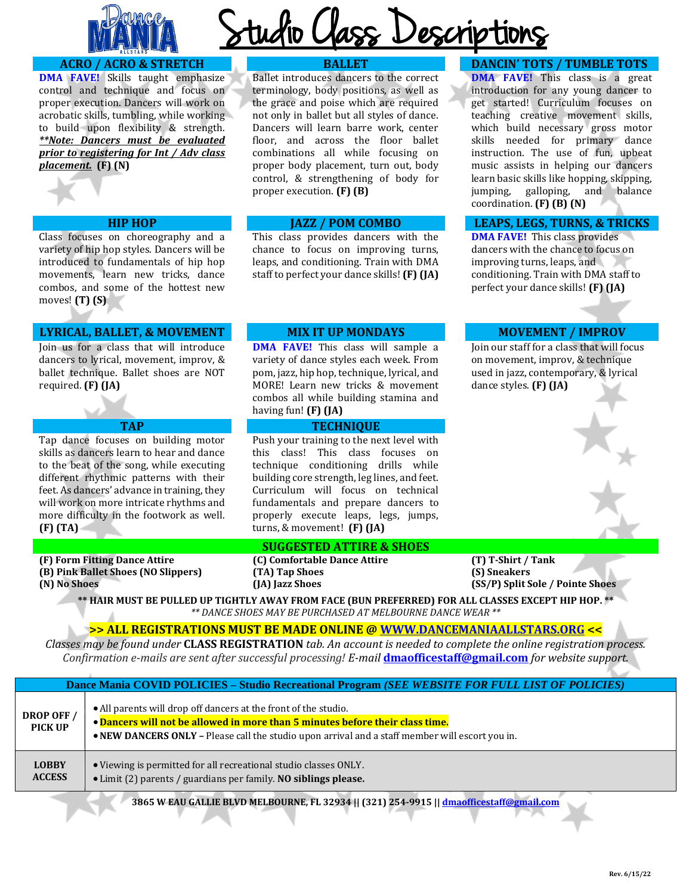# Studio Class Descriptions

## ACRO / ACRO & STRETCH

**DMA FAVE!** Skills taught emphasize control and technique and focus on proper execution. Dancers will work on acrobatic skills, tumbling, while working to build upon flexibility & strength. ***\*\*Note: Dancers must be evaluated prior to registering for Int / Adv class placement.*** **(F) (N)**

## BALLET

Ballet introduces dancers to the correct terminology, body positions, as well as the grace and poise which are required not only in ballet but all styles of dance. Dancers will learn barre work, center floor, and across the floor ballet combinations all while focusing on proper body placement, turn out, body control, & strengthening of body for proper execution. **(F) (B)**

## DANCIN' TOTS / TUMBLE TOTS

**DMA FAVE!** This class is a great introduction for any young dancer to get started! Curriculum focuses on teaching creative movement skills, which build necessary gross motor skills needed for primary dance instruction. The use of fun, upbeat music assists in helping our dancers learn basic skills like hopping, skipping, jumping, galloping, and balance coordination. **(F) (B) (N)**

## HIP HOP

Class focuses on choreography and a variety of hip hop styles. Dancers will be introduced to fundamentals of hip hop movements, learn new tricks, dance combos, and some of the hottest new moves! **(T) (S)**

## JAZZ / POM COMBO

This class provides dancers with the chance to focus on improving turns, leaps, and conditioning. Train with DMA staff to perfect your dance skills! **(F) (JA)**

## LEAPS, LEGS, TURNS, & TRICKS

**DMA FAVE!** This class provides dancers with the chance to focus on improving turns, leaps, and conditioning. Train with DMA staff to perfect your dance skills! **(F) (JA)**

## LYRICAL, BALLET, & MOVEMENT

Join us for a class that will introduce dancers to lyrical, movement, improv, & ballet technique. Ballet shoes are NOT required. **(F) (JA)**

## MIX IT UP MONDAYS

**DMA FAVE!** This class will sample a variety of dance styles each week. From pom, jazz, hip hop, technique, lyrical, and MORE! Learn new tricks & movement combos all while building stamina and having fun! **(F) (JA)**

## MOVEMENT / IMPROV

Join our staff for a class that will focus on movement, improv, & technique used in jazz, contemporary, & lyrical dance styles. **(F) (JA)**

## TAP

Tap dance focuses on building motor skills as dancers learn to hear and dance to the beat of the song, while executing different rhythmic patterns with their feet. As dancers' advance in training, they will work on more intricate rhythms and more difficulty in the footwork as well. **(F) (TA)**

## TECHNIQUE

Push your training to the next level with this class! This class focuses on technique conditioning drills while building core strength, leg lines, and feet. Curriculum will focus on technical fundamentals and prepare dancers to properly execute leaps, legs, jumps, turns, & movement! **(F) (JA)**

## SUGGESTED ATTIRE & SHOES

| | | |
|---|---|---|
| **(F) Form Fitting Dance Attire** | **(C) Comfortable Dance Attire** | **(T) T-Shirt / Tank** |
| **(B) Pink Ballet Shoes (NO Slippers)** | **(TA) Tap Shoes** | **(S) Sneakers** |
| **(N) No Shoes** | **(JA) Jazz Shoes** | **(SS/P) Split Sole / Pointe Shoes** |

**\*\* HAIR MUST BE PULLED UP TIGHTLY AWAY FROM FACE (BUN PREFERRED) FOR ALL CLASSES EXCEPT HIP HOP. \*\***

*\*\* DANCE SHOES MAY BE PURCHASED AT MELBOURNE DANCE WEAR \*\**

**>> ALL REGISTRATIONS MUST BE MADE ONLINE @ WWW.DANCEMANIAALLSTARS.ORG <<**

*Classes may be found under* **CLASS REGISTRATION** *tab. An account is needed to complete the online registration process. Confirmation e-mails are sent after successful processing! E-mail* **dmaofficestaff@gmail.com** *for website support.*

| **Dance Mania COVID POLICIES – Studio Recreational Program** ***(SEE WEBSITE FOR FULL LIST OF POLICIES)*** | |
|---|---|
| **DROP OFF / PICK UP** | • All parents will drop off dancers at the front of the studio.<br>• **Dancers will not be allowed in more than 5 minutes before their class time.**<br>• **NEW DANCERS ONLY** – Please call the studio upon arrival and a staff member will escort you in. |
| **LOBBY ACCESS** | • Viewing is permitted for all recreational studio classes ONLY.<br>• Limit (2) parents / guardians per family. **NO siblings please.** |

**3865 W EAU GALLIE BLVD MELBOURNE, FL 32934 || (321) 254-9915 || dmaofficestaff@gmail.com**

Rev. 6/15/22